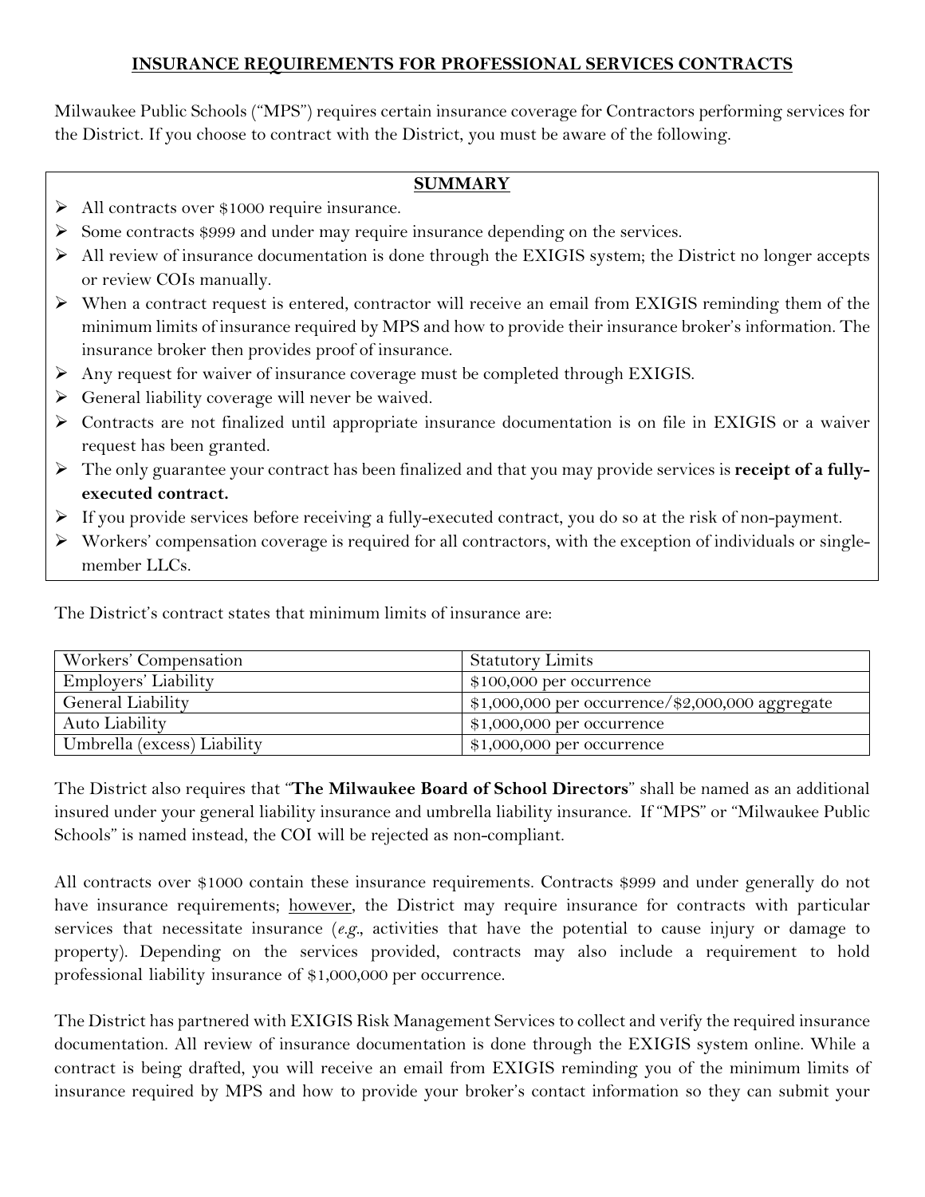# INSURANCE REQUIREMENTS FOR PROFESSIONAL SERVICES CONTRACTS

Milwaukee Public Schools ("MPS") requires certain insurance coverage for Contractors performing services for the District. If you choose to contract with the District, you must be aware of the following.

## SUMMARY

- All contracts over $1000 require insurance.
- Some contracts $999 and under may require insurance depending on the services.
- All review of insurance documentation is done through the EXIGIS system; the District no longer accepts or review COIs manually.
- When a contract request is entered, contractor will receive an email from EXIGIS reminding them of the minimum limits of insurance required by MPS and how to provide their insurance broker's information. The insurance broker then provides proof of insurance.
- Any request for waiver of insurance coverage must be completed through EXIGIS.
- General liability coverage will never be waived.
- Contracts are not finalized until appropriate insurance documentation is on file in EXIGIS or a waiver request has been granted.
- The only guarantee your contract has been finalized and that you may provide services is **receipt of a fully-executed contract.**
- If you provide services before receiving a fully-executed contract, you do so at the risk of non-payment.
- Workers' compensation coverage is required for all contractors, with the exception of individuals or single-member LLCs.

The District's contract states that minimum limits of insurance are:

| Coverage | Limits |
| --- | --- |
| Workers' Compensation | Statutory Limits |
| Employers' Liability | $100,000 per occurrence |
| General Liability | $1,000,000 per occurrence/$2,000,000 aggregate |
| Auto Liability | $1,000,000 per occurrence |
| Umbrella (excess) Liability | $1,000,000 per occurrence |

The District also requires that "**The Milwaukee Board of School Directors**" shall be named as an additional insured under your general liability insurance and umbrella liability insurance. If "MPS" or "Milwaukee Public Schools" is named instead, the COI will be rejected as non-compliant.

All contracts over $1000 contain these insurance requirements. Contracts $999 and under generally do not have insurance requirements; <u>however</u>, the District may require insurance for contracts with particular services that necessitate insurance (*e.g.*, activities that have the potential to cause injury or damage to property). Depending on the services provided, contracts may also include a requirement to hold professional liability insurance of $1,000,000 per occurrence.

The District has partnered with EXIGIS Risk Management Services to collect and verify the required insurance documentation. All review of insurance documentation is done through the EXIGIS system online. While a contract is being drafted, you will receive an email from EXIGIS reminding you of the minimum limits of insurance required by MPS and how to provide your broker's contact information so they can submit your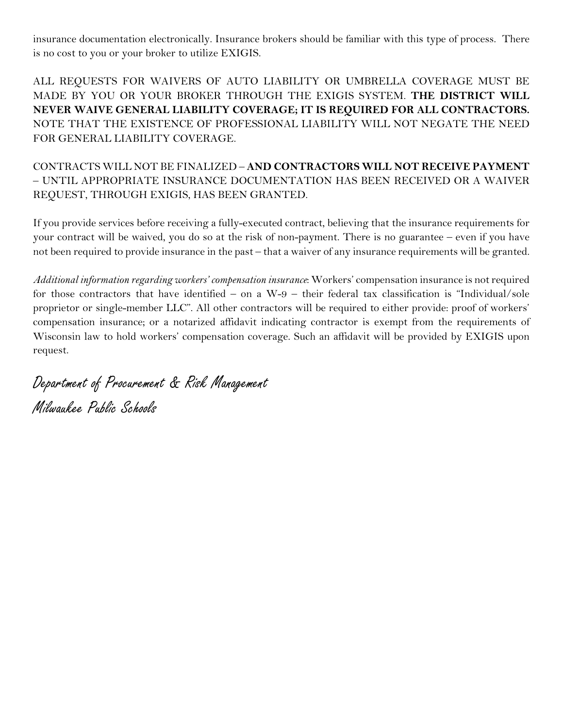insurance documentation electronically. Insurance brokers should be familiar with this type of process. There is no cost to you or your broker to utilize EXIGIS.

ALL REQUESTS FOR WAIVERS OF AUTO LIABILITY OR UMBRELLA COVERAGE MUST BE MADE BY YOU OR YOUR BROKER THROUGH THE EXIGIS SYSTEM. **THE DISTRICT WILL NEVER WAIVE GENERAL LIABILITY COVERAGE; IT IS REQUIRED FOR ALL CONTRACTORS.** NOTE THAT THE EXISTENCE OF PROFESSIONAL LIABILITY WILL NOT NEGATE THE NEED FOR GENERAL LIABILITY COVERAGE.

CONTRACTS WILL NOT BE FINALIZED – **AND CONTRACTORS WILL NOT RECEIVE PAYMENT** – UNTIL APPROPRIATE INSURANCE DOCUMENTATION HAS BEEN RECEIVED OR A WAIVER REQUEST, THROUGH EXIGIS, HAS BEEN GRANTED.

If you provide services before receiving a fully-executed contract, believing that the insurance requirements for your contract will be waived, you do so at the risk of non-payment. There is no guarantee – even if you have not been required to provide insurance in the past – that a waiver of any insurance requirements will be granted.

*Additional information regarding workers' compensation insurance*: Workers' compensation insurance is not required for those contractors that have identified – on a W-9 – their federal tax classification is "Individual/sole proprietor or single-member LLC". All other contractors will be required to either provide: proof of workers' compensation insurance; or a notarized affidavit indicating contractor is exempt from the requirements of Wisconsin law to hold workers' compensation coverage. Such an affidavit will be provided by EXIGIS upon request.

*Department of Procurement & Risk Management*

*Milwaukee Public Schools*